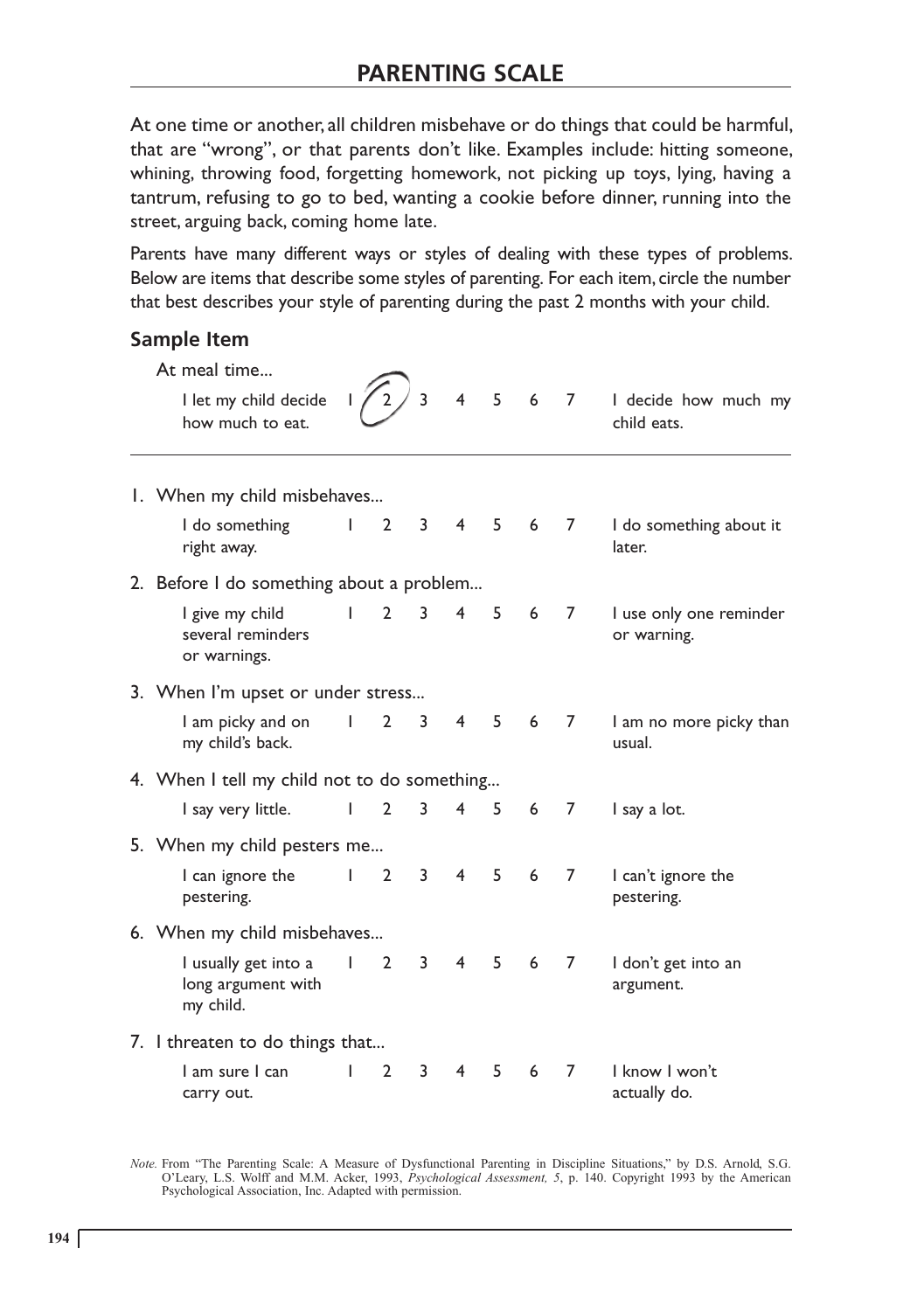# PARENTING SCALE

At one time or another, all children misbehave or do things that could be harmful, that are "wrong", or that parents don't like. Examples include: hitting someone, whining, throwing food, forgetting homework, not picking up toys, lying, having a tantrum, refusing to go to bed, wanting a cookie before dinner, running into the street, arguing back, coming home late.

Parents have many different ways or styles of dealing with these types of problems. Below are items that describe some styles of parenting. For each item, circle the number that best describes your style of parenting during the past 2 months with your child.

## Sample Item

At meal time...

| | | | | | | | | |
|---|---|---|---|---|---|---|---|---|
| I let my child decide how much to eat. | 1 | (2) | 3 | 4 | 5 | 6 | 7 | I decide how much my child eats. |

---

1. When my child misbehaves...

| | | | | | | | | |
|---|---|---|---|---|---|---|---|---|
| I do something right away. | 1 | 2 | 3 | 4 | 5 | 6 | 7 | I do something about it later. |

2. Before I do something about a problem...

| | | | | | | | | |
|---|---|---|---|---|---|---|---|---|
| I give my child several reminders or warnings. | 1 | 2 | 3 | 4 | 5 | 6 | 7 | I use only one reminder or warning. |

3. When I'm upset or under stress...

| | | | | | | | | |
|---|---|---|---|---|---|---|---|---|
| I am picky and on my child's back. | 1 | 2 | 3 | 4 | 5 | 6 | 7 | I am no more picky than usual. |

4. When I tell my child not to do something...

| | | | | | | | | |
|---|---|---|---|---|---|---|---|---|
| I say very little. | 1 | 2 | 3 | 4 | 5 | 6 | 7 | I say a lot. |

5. When my child pesters me...

| | | | | | | | | |
|---|---|---|---|---|---|---|---|---|
| I can ignore the pestering. | 1 | 2 | 3 | 4 | 5 | 6 | 7 | I can't ignore the pestering. |

6. When my child misbehaves...

| | | | | | | | | |
|---|---|---|---|---|---|---|---|---|
| I usually get into a long argument with my child. | 1 | 2 | 3 | 4 | 5 | 6 | 7 | I don't get into an argument. |

7. I threaten to do things that...

| | | | | | | | | |
|---|---|---|---|---|---|---|---|---|
| I am sure I can carry out. | 1 | 2 | 3 | 4 | 5 | 6 | 7 | I know I won't actually do. |

*Note.* From "The Parenting Scale: A Measure of Dysfunctional Parenting in Discipline Situations," by D.S. Arnold, S.G. O'Leary, L.S. Wolff and M.M. Acker, 1993, *Psychological Assessment, 5*, p. 140. Copyright 1993 by the American Psychological Association, Inc. Adapted with permission.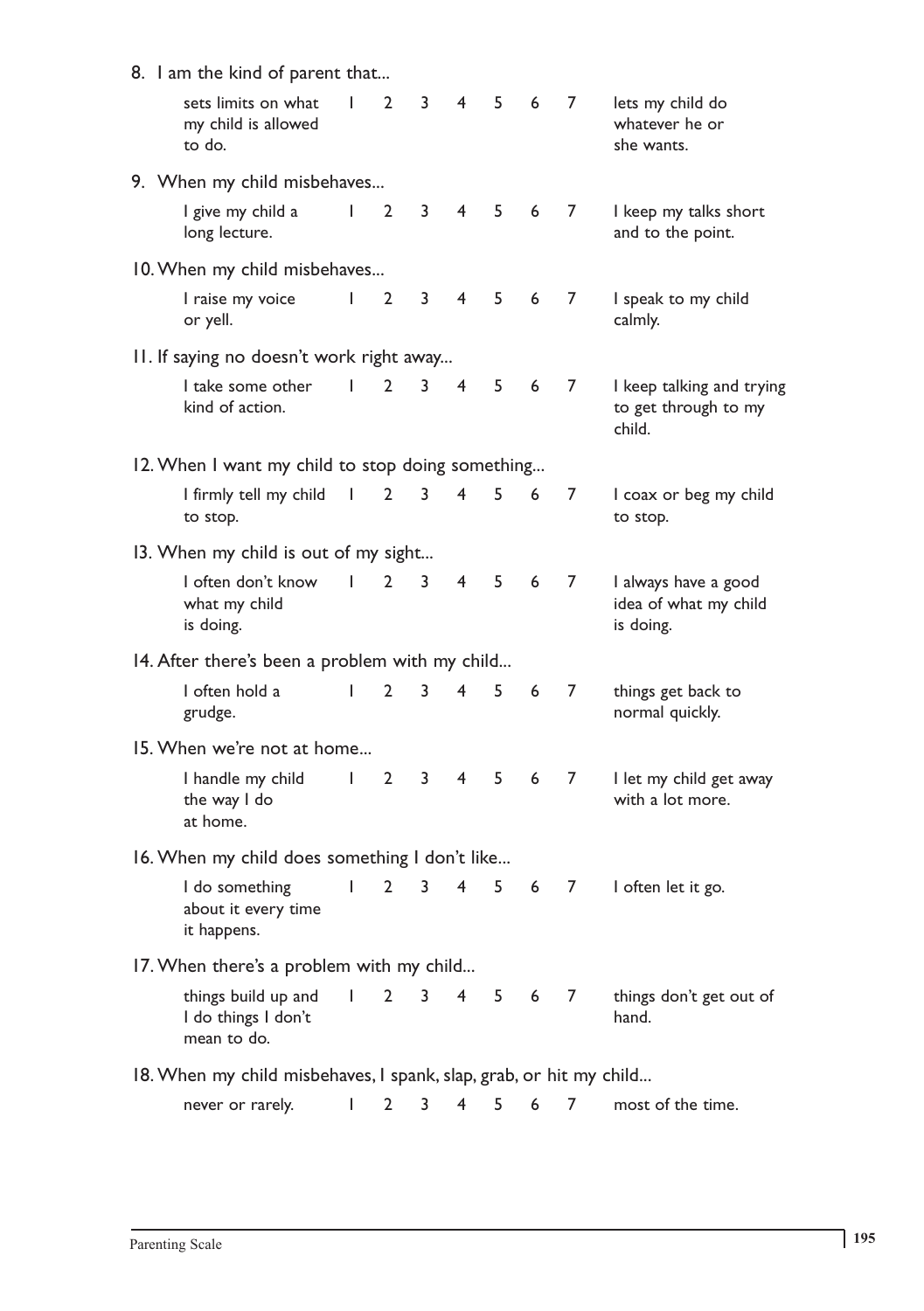8. I am the kind of parent that...

| sets limits on what my child is allowed to do. | 1 | 2 | 3 | 4 | 5 | 6 | 7 | lets my child do whatever he or she wants. |
|---|---|---|---|---|---|---|---|---|

9. When my child misbehaves...

| I give my child a long lecture. | 1 | 2 | 3 | 4 | 5 | 6 | 7 | I keep my talks short and to the point. |
|---|---|---|---|---|---|---|---|---|

10. When my child misbehaves...

| I raise my voice or yell. | 1 | 2 | 3 | 4 | 5 | 6 | 7 | I speak to my child calmly. |
|---|---|---|---|---|---|---|---|---|

11. If saying no doesn't work right away...

| I take some other kind of action. | 1 | 2 | 3 | 4 | 5 | 6 | 7 | I keep talking and trying to get through to my child. |
|---|---|---|---|---|---|---|---|---|

12. When I want my child to stop doing something...

| I firmly tell my child to stop. | 1 | 2 | 3 | 4 | 5 | 6 | 7 | I coax or beg my child to stop. |
|---|---|---|---|---|---|---|---|---|

13. When my child is out of my sight...

| I often don't know what my child is doing. | 1 | 2 | 3 | 4 | 5 | 6 | 7 | I always have a good idea of what my child is doing. |
|---|---|---|---|---|---|---|---|---|

14. After there's been a problem with my child...

| I often hold a grudge. | 1 | 2 | 3 | 4 | 5 | 6 | 7 | things get back to normal quickly. |
|---|---|---|---|---|---|---|---|---|

15. When we're not at home...

| I handle my child the way I do at home. | 1 | 2 | 3 | 4 | 5 | 6 | 7 | I let my child get away with a lot more. |
|---|---|---|---|---|---|---|---|---|

16. When my child does something I don't like...

| I do something about it every time it happens. | 1 | 2 | 3 | 4 | 5 | 6 | 7 | I often let it go. |
|---|---|---|---|---|---|---|---|---|

17. When there's a problem with my child...

| things build up and I do things I don't mean to do. | 1 | 2 | 3 | 4 | 5 | 6 | 7 | things don't get out of hand. |
|---|---|---|---|---|---|---|---|---|

18. When my child misbehaves, I spank, slap, grab, or hit my child...

| never or rarely. | 1 | 2 | 3 | 4 | 5 | 6 | 7 | most of the time. |
|---|---|---|---|---|---|---|---|---|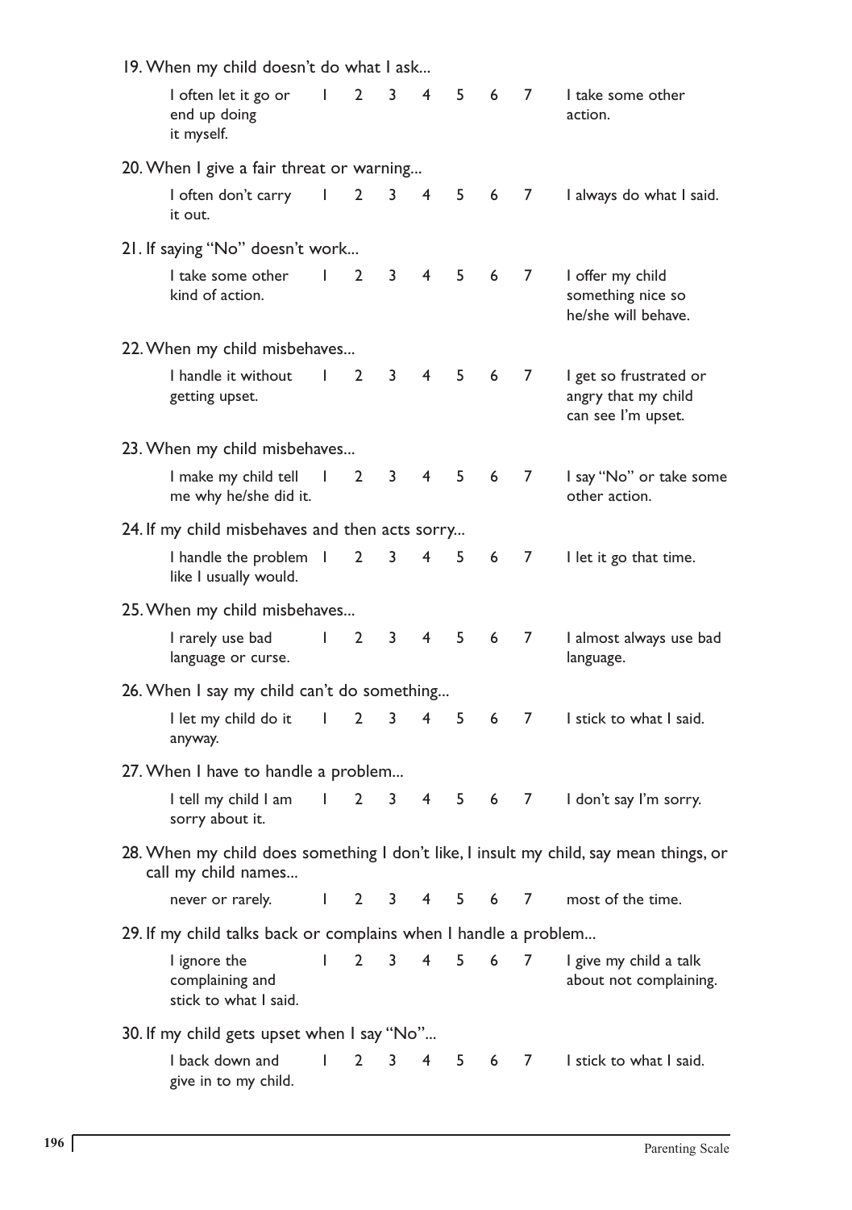19. When my child doesn't do what I ask...

| I often let it go or end up doing it myself. | 1 | 2 | 3 | 4 | 5 | 6 | 7 | I take some other action. |
|---|---|---|---|---|---|---|---|---|

20. When I give a fair threat or warning...

| I often don't carry it out. | 1 | 2 | 3 | 4 | 5 | 6 | 7 | I always do what I said. |
|---|---|---|---|---|---|---|---|---|

21. If saying "No" doesn't work...

| I take some other kind of action. | 1 | 2 | 3 | 4 | 5 | 6 | 7 | I offer my child something nice so he/she will behave. |
|---|---|---|---|---|---|---|---|---|

22. When my child misbehaves...

| I handle it without getting upset. | 1 | 2 | 3 | 4 | 5 | 6 | 7 | I get so frustrated or angry that my child can see I'm upset. |
|---|---|---|---|---|---|---|---|---|

23. When my child misbehaves...

| I make my child tell me why he/she did it. | 1 | 2 | 3 | 4 | 5 | 6 | 7 | I say "No" or take some other action. |
|---|---|---|---|---|---|---|---|---|

24. If my child misbehaves and then acts sorry...

| I handle the problem like I usually would. | 1 | 2 | 3 | 4 | 5 | 6 | 7 | I let it go that time. |
|---|---|---|---|---|---|---|---|---|

25. When my child misbehaves...

| I rarely use bad language or curse. | 1 | 2 | 3 | 4 | 5 | 6 | 7 | I almost always use bad language. |
|---|---|---|---|---|---|---|---|---|

26. When I say my child can't do something...

| I let my child do it anyway. | 1 | 2 | 3 | 4 | 5 | 6 | 7 | I stick to what I said. |
|---|---|---|---|---|---|---|---|---|

27. When I have to handle a problem...

| I tell my child I am sorry about it. | 1 | 2 | 3 | 4 | 5 | 6 | 7 | I don't say I'm sorry. |
|---|---|---|---|---|---|---|---|---|

28. When my child does something I don't like, I insult my child, say mean things, or call my child names...

| never or rarely. | 1 | 2 | 3 | 4 | 5 | 6 | 7 | most of the time. |
|---|---|---|---|---|---|---|---|---|

29. If my child talks back or complains when I handle a problem...

| I ignore the complaining and stick to what I said. | 1 | 2 | 3 | 4 | 5 | 6 | 7 | I give my child a talk about not complaining. |
|---|---|---|---|---|---|---|---|---|

30. If my child gets upset when I say "No"...

| I back down and give in to my child. | 1 | 2 | 3 | 4 | 5 | 6 | 7 | I stick to what I said. |
|---|---|---|---|---|---|---|---|---|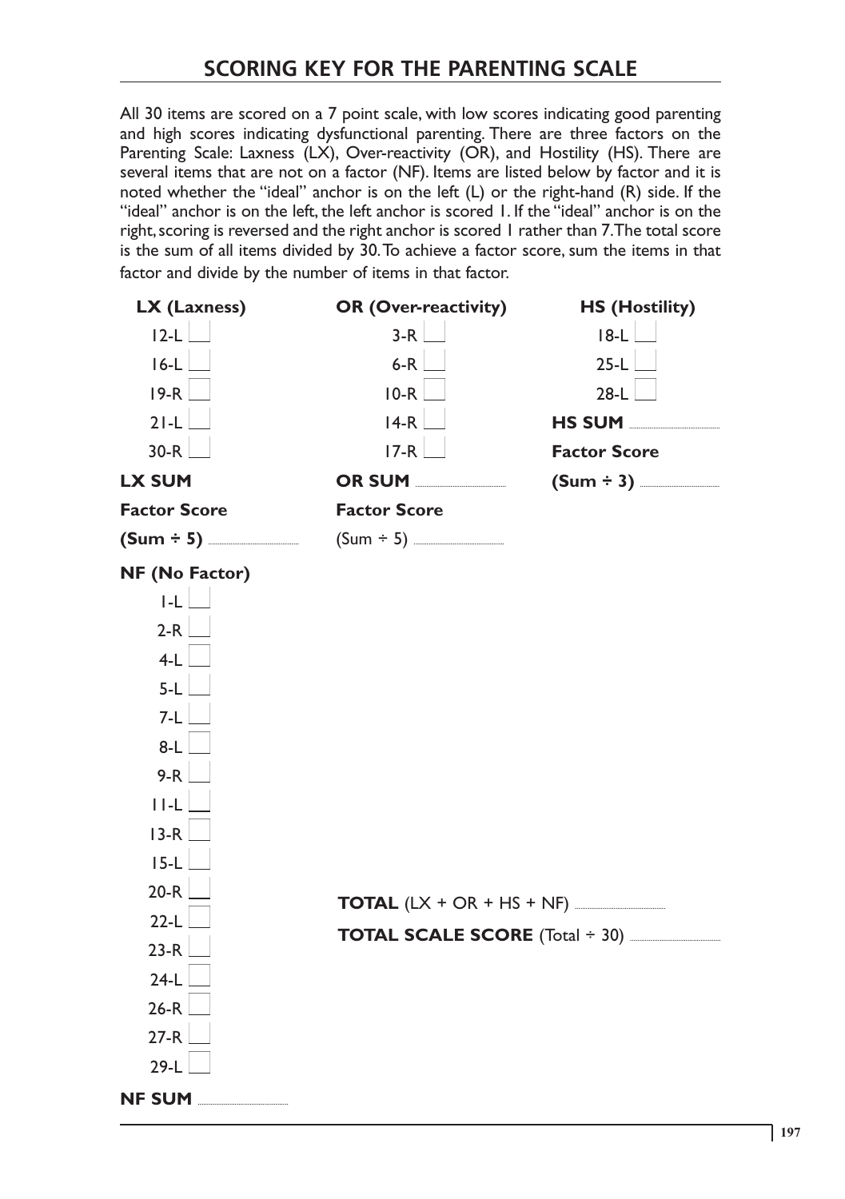## SCORING KEY FOR THE PARENTING SCALE

All 30 items are scored on a 7 point scale, with low scores indicating good parenting and high scores indicating dysfunctional parenting. There are three factors on the Parenting Scale: Laxness (LX), Over-reactivity (OR), and Hostility (HS). There are several items that are not on a factor (NF). Items are listed below by factor and it is noted whether the "ideal" anchor is on the left (L) or the right-hand (R) side. If the "ideal" anchor is on the left, the left anchor is scored 1. If the "ideal" anchor is on the right, scoring is reversed and the right anchor is scored 1 rather than 7. The total score is the sum of all items divided by 30. To achieve a factor score, sum the items in that factor and divide by the number of items in that factor.

| **LX (Laxness)** | **OR (Over-reactivity)** | **HS (Hostility)** |
|---|---|---|
| 12-L ☐ | 3-R ☐ | 18-L ☐ |
| 16-L ☐ | 6-R ☐ | 25-L ☐ |
| 19-R ☐ | 10-R ☐ | 28-L ☐ |
| 21-L ☐ | 14-R ☐ | **HS SUM** ________ |
| 30-R ☐ | 17-R ☐ | **Factor Score** |
| **LX SUM** | **OR SUM** ________ | **(Sum ÷ 3)** ________ |
| **Factor Score** | **Factor Score** | |
| **(Sum ÷ 5)** ________ | (Sum ÷ 5) ________ | |

**NF (No Factor)**

1-L ☐
2-R ☐
4-L ☐
5-L ☐
7-L ☐
8-L ☐
9-R ☐
11-L ☐
13-R ☐
15-L ☐
20-R ☐
22-L ☐
23-R ☐
24-L ☐
26-R ☐
27-R ☐
29-L ☐

**NF SUM** ________

**TOTAL** (LX + OR + HS + NF) ________

**TOTAL SCALE SCORE** (Total ÷ 30) ________